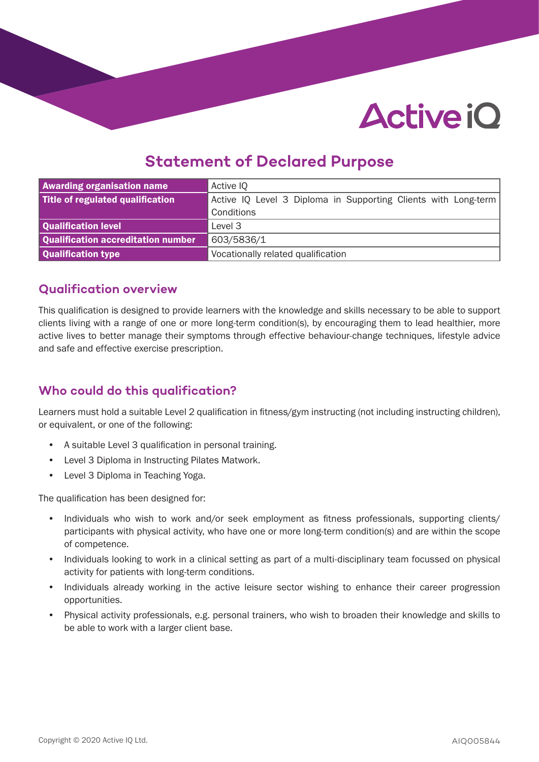# Statement of Declared Purpose

| Awarding organisation name | Active IQ |
|---|---|
| Title of regulated qualification | Active IQ Level 3 Diploma in Supporting Clients with Long-term Conditions |
| Qualification level | Level 3 |
| Qualification accreditation number | 603/5836/1 |
| Qualification type | Vocationally related qualification |

## Qualification overview

This qualification is designed to provide learners with the knowledge and skills necessary to be able to support clients living with a range of one or more long-term condition(s), by encouraging them to lead healthier, more active lives to better manage their symptoms through effective behaviour-change techniques, lifestyle advice and safe and effective exercise prescription.

## Who could do this qualification?

Learners must hold a suitable Level 2 qualification in fitness/gym instructing (not including instructing children), or equivalent, or one of the following:

- A suitable Level 3 qualification in personal training.
- Level 3 Diploma in Instructing Pilates Matwork.
- Level 3 Diploma in Teaching Yoga.

The qualification has been designed for:

- Individuals who wish to work and/or seek employment as fitness professionals, supporting clients/participants with physical activity, who have one or more long-term condition(s) and are within the scope of competence.
- Individuals looking to work in a clinical setting as part of a multi-disciplinary team focussed on physical activity for patients with long-term conditions.
- Individuals already working in the active leisure sector wishing to enhance their career progression opportunities.
- Physical activity professionals, e.g. personal trainers, who wish to broaden their knowledge and skills to be able to work with a larger client base.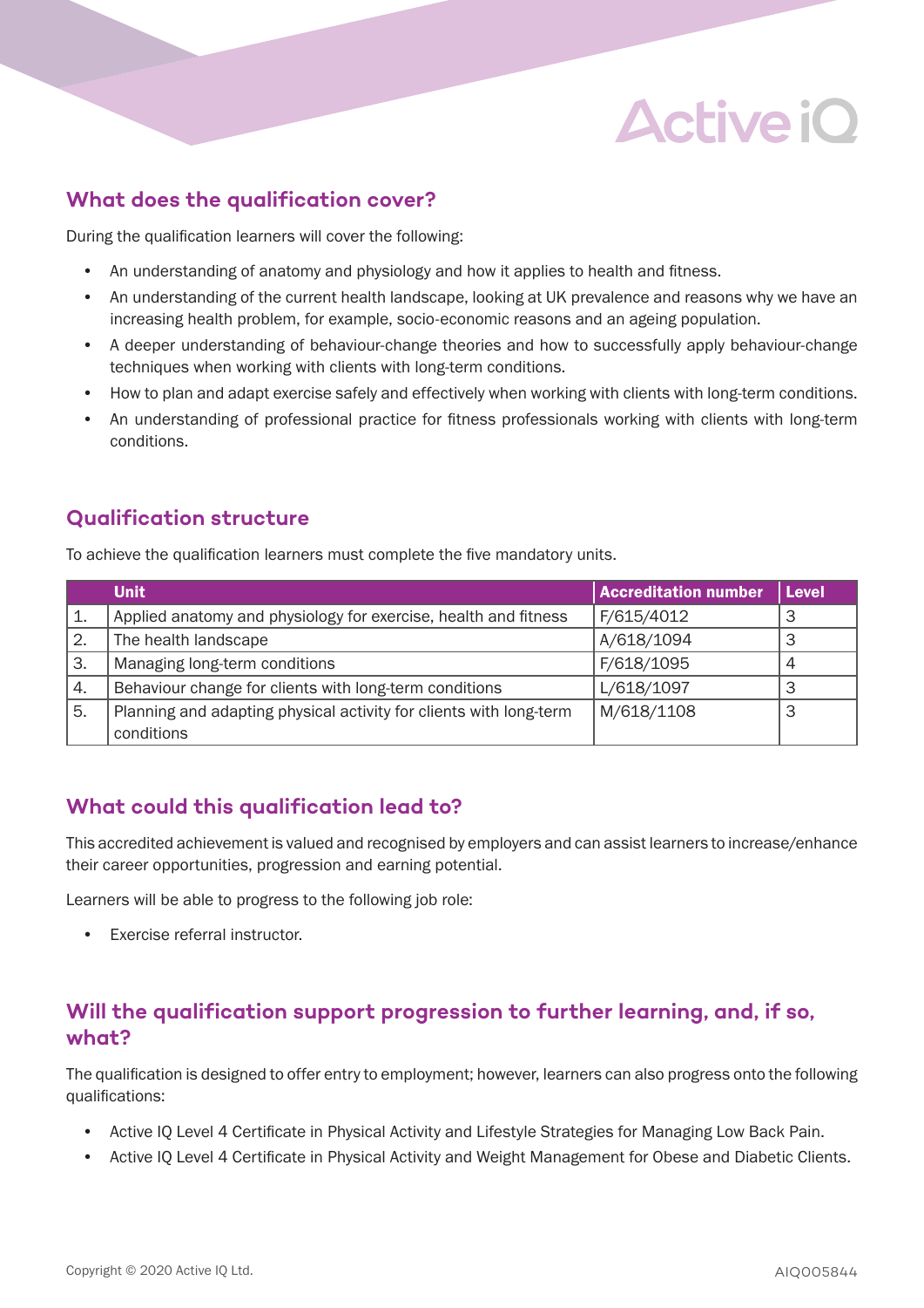## What does the qualification cover?

During the qualification learners will cover the following:

- An understanding of anatomy and physiology and how it applies to health and fitness.
- An understanding of the current health landscape, looking at UK prevalence and reasons why we have an increasing health problem, for example, socio-economic reasons and an ageing population.
- A deeper understanding of behaviour-change theories and how to successfully apply behaviour-change techniques when working with clients with long-term conditions.
- How to plan and adapt exercise safely and effectively when working with clients with long-term conditions.
- An understanding of professional practice for fitness professionals working with clients with long-term conditions.

## Qualification structure

To achieve the qualification learners must complete the five mandatory units.

| | Unit | Accreditation number | Level |
|---|---|---|---|
| 1. | Applied anatomy and physiology for exercise, health and fitness | F/615/4012 | 3 |
| 2. | The health landscape | A/618/1094 | 3 |
| 3. | Managing long-term conditions | F/618/1095 | 4 |
| 4. | Behaviour change for clients with long-term conditions | L/618/1097 | 3 |
| 5. | Planning and adapting physical activity for clients with long-term conditions | M/618/1108 | 3 |

## What could this qualification lead to?

This accredited achievement is valued and recognised by employers and can assist learners to increase/enhance their career opportunities, progression and earning potential.

Learners will be able to progress to the following job role:

- Exercise referral instructor.

## Will the qualification support progression to further learning, and, if so, what?

The qualification is designed to offer entry to employment; however, learners can also progress onto the following qualifications:

- Active IQ Level 4 Certificate in Physical Activity and Lifestyle Strategies for Managing Low Back Pain.
- Active IQ Level 4 Certificate in Physical Activity and Weight Management for Obese and Diabetic Clients.

Copyright © 2020 Active IQ Ltd.

AIQ005844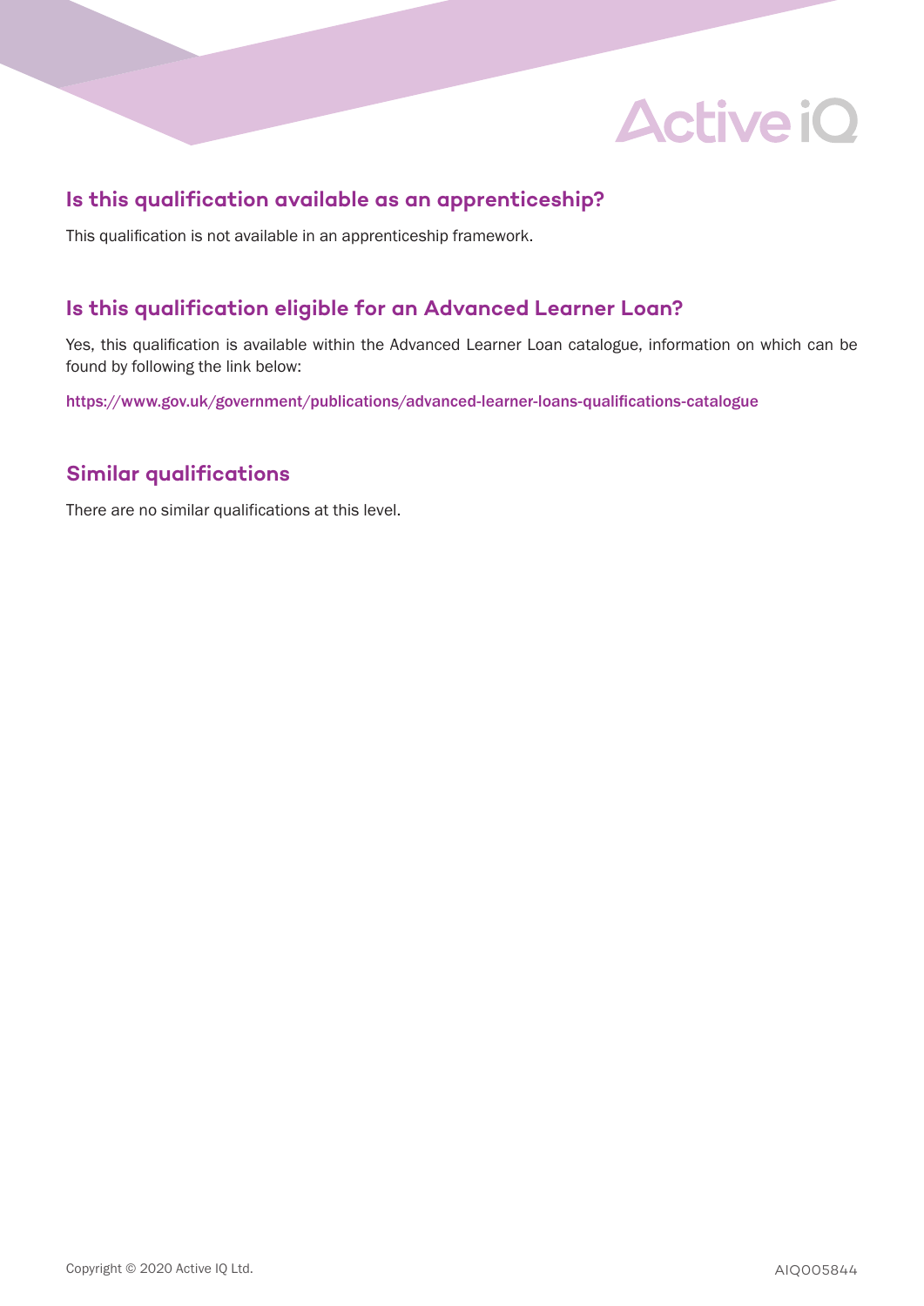## Is this qualification available as an apprenticeship?

This qualification is not available in an apprenticeship framework.

## Is this qualification eligible for an Advanced Learner Loan?

Yes, this qualification is available within the Advanced Learner Loan catalogue, information on which can be found by following the link below:

https://www.gov.uk/government/publications/advanced-learner-loans-qualifications-catalogue

## Similar qualifications

There are no similar qualifications at this level.

Copyright © 2020 Active IQ Ltd.

AIQ005844